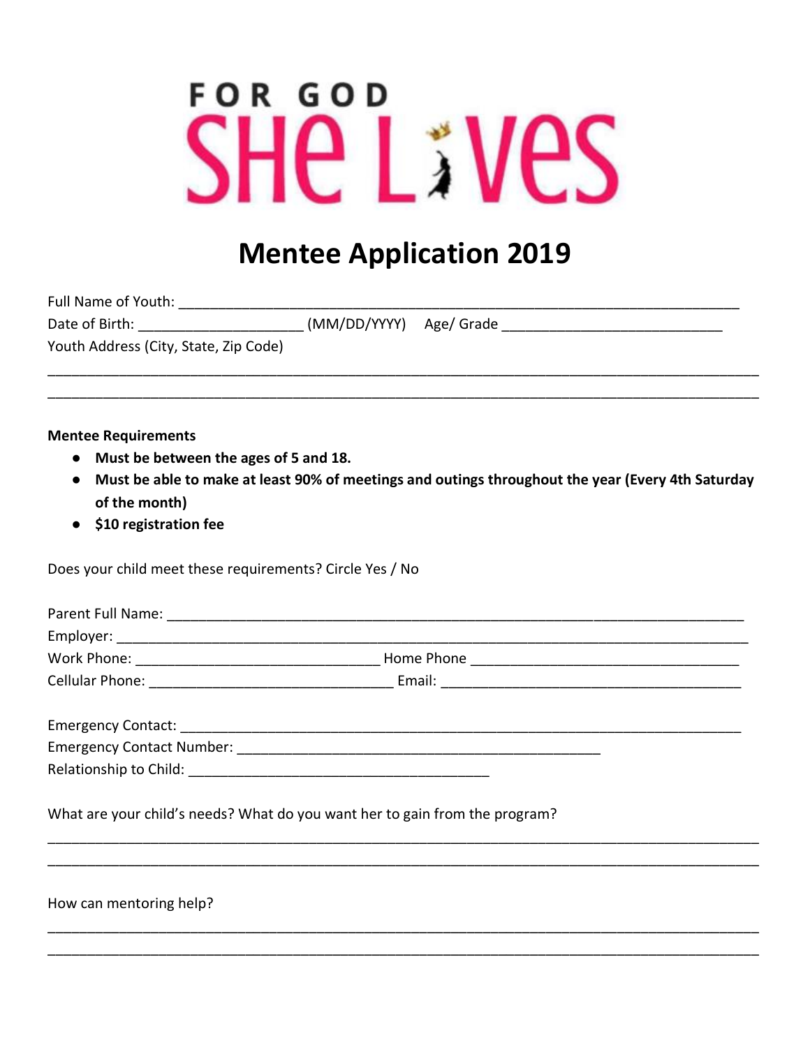# FOR GOD SHE LIVES

## Mentee Application 2019

Full Name of Youth: ___________________________________________________________________________
Date of Birth: ____________________ (MM/DD/YYYY) Age/ Grade ___________________________
Youth Address (City, State, Zip Code)
_____________________________________________________________________________________________
_____________________________________________________________________________________________

**Mentee Requirements**

- **Must be between the ages of 5 and 18.**
- **Must be able to make at least 90% of meetings and outings throughout the year (Every 4th Saturday of the month)**
- **$10 registration fee**

Does your child meet these requirements? Circle Yes / No

Parent Full Name: ______________________________________________________________________
Employer: ______________________________________________________________________________
Work Phone: ______________________________ Home Phone __________________________________
Cellular Phone: ______________________________ Email: _____________________________________

Emergency Contact: _____________________________________________________________________
Emergency Contact Number: _______________________________________________
Relationship to Child: _____________________________________

What are your child's needs? What do you want her to gain from the program?
_____________________________________________________________________________________________
_____________________________________________________________________________________________

How can mentoring help?
_____________________________________________________________________________________________
_____________________________________________________________________________________________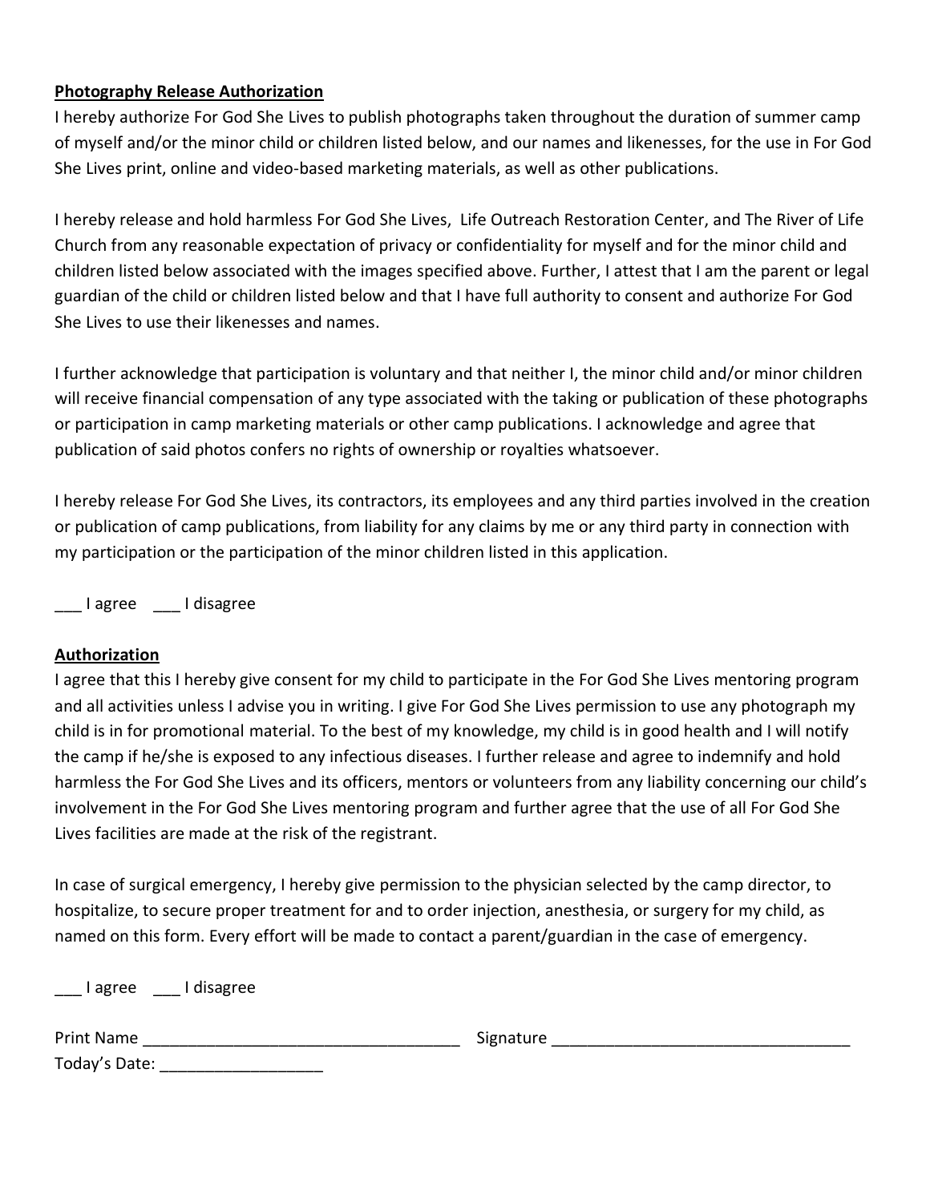**Photography Release Authorization**

I hereby authorize For God She Lives to publish photographs taken throughout the duration of summer camp of myself and/or the minor child or children listed below, and our names and likenesses, for the use in For God She Lives print, online and video-based marketing materials, as well as other publications.

I hereby release and hold harmless For God She Lives, Life Outreach Restoration Center, and The River of Life Church from any reasonable expectation of privacy or confidentiality for myself and for the minor child and children listed below associated with the images specified above. Further, I attest that I am the parent or legal guardian of the child or children listed below and that I have full authority to consent and authorize For God She Lives to use their likenesses and names.

I further acknowledge that participation is voluntary and that neither I, the minor child and/or minor children will receive financial compensation of any type associated with the taking or publication of these photographs or participation in camp marketing materials or other camp publications. I acknowledge and agree that publication of said photos confers no rights of ownership or royalties whatsoever.

I hereby release For God She Lives, its contractors, its employees and any third parties involved in the creation or publication of camp publications, from liability for any claims by me or any third party in connection with my participation or the participation of the minor children listed in this application.

___ I agree ___ I disagree

**Authorization**

I agree that this I hereby give consent for my child to participate in the For God She Lives mentoring program and all activities unless I advise you in writing. I give For God She Lives permission to use any photograph my child is in for promotional material. To the best of my knowledge, my child is in good health and I will notify the camp if he/she is exposed to any infectious diseases. I further release and agree to indemnify and hold harmless the For God She Lives and its officers, mentors or volunteers from any liability concerning our child's involvement in the For God She Lives mentoring program and further agree that the use of all For God She Lives facilities are made at the risk of the registrant.

In case of surgical emergency, I hereby give permission to the physician selected by the camp director, to hospitalize, to secure proper treatment for and to order injection, anesthesia, or surgery for my child, as named on this form. Every effort will be made to contact a parent/guardian in the case of emergency.

___ I agree ___ I disagree

Print Name ___________________________________ Signature _________________________________

Today's Date: __________________